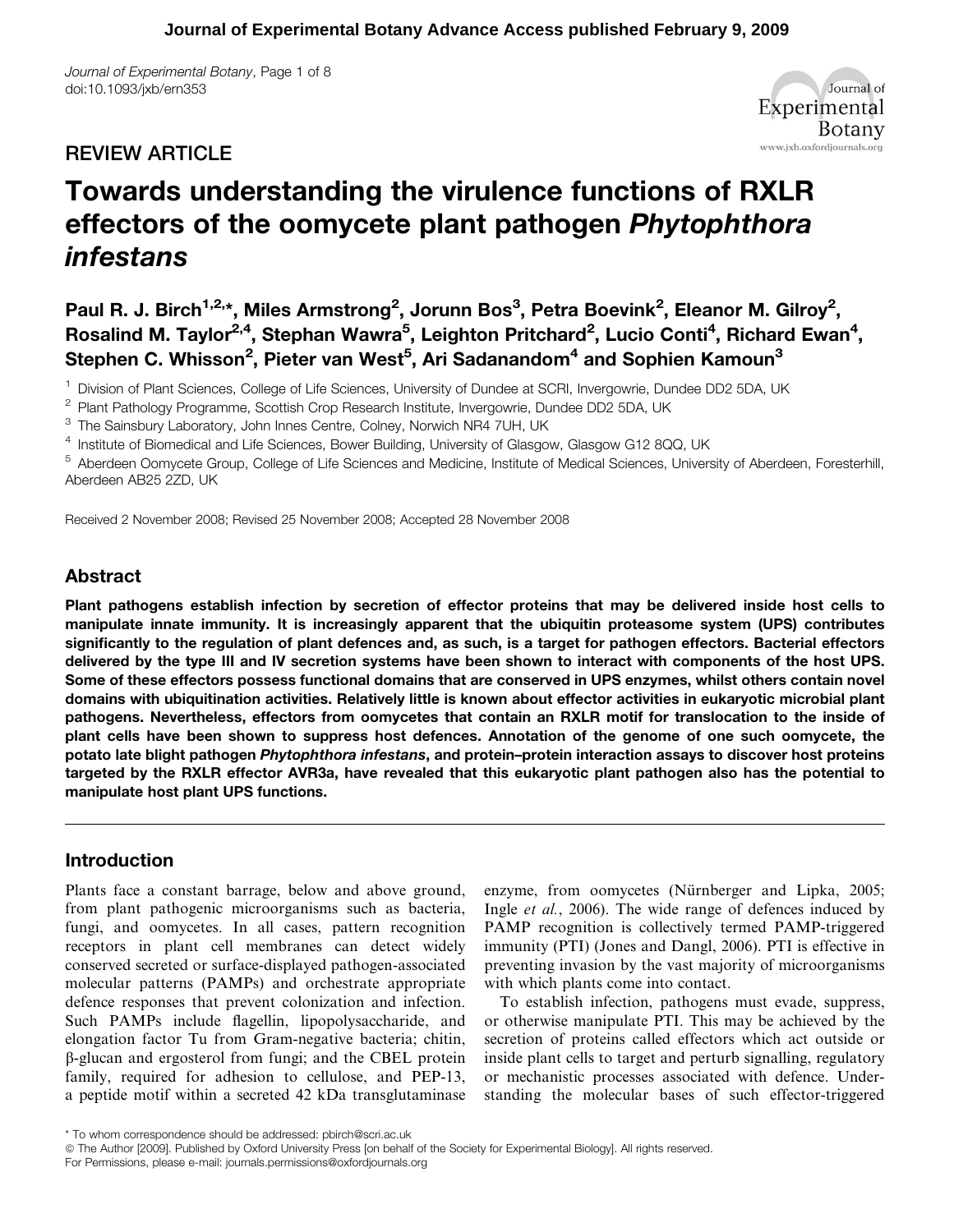REVIEW ARTICLE

# Towards understanding the virulence functions of RXLR effectors of the oomycete plant pathogen *Phytophthora infestans*

**Paul R. J. Birch[1,2,*], Miles Armstrong[2], Jorunn Bos[3], Petra Boevink[2], Eleanor M. Gilroy[2], Rosalind M. Taylor[2,4], Stephan Wawra[5], Leighton Pritchard[2], Lucio Conti[4], Richard Ewan[4], Stephen C. Whisson[2], Pieter van West[5], Ari Sadanandom[4] and Sophien Kamoun[3]**

[1] Division of Plant Sciences, College of Life Sciences, University of Dundee at SCRI, Invergowrie, Dundee DD2 5DA, UK
[2] Plant Pathology Programme, Scottish Crop Research Institute, Invergowrie, Dundee DD2 5DA, UK
[3] The Sainsbury Laboratory, John Innes Centre, Colney, Norwich NR4 7UH, UK
[4] Institute of Biomedical and Life Sciences, Bower Building, University of Glasgow, Glasgow G12 8QQ, UK
[5] Aberdeen Oomycete Group, College of Life Sciences and Medicine, Institute of Medical Sciences, University of Aberdeen, Foresterhill, Aberdeen AB25 2ZD, UK

Received 2 November 2008; Revised 25 November 2008; Accepted 28 November 2008

## Abstract

**Plant pathogens establish infection by secretion of effector proteins that may be delivered inside host cells to manipulate innate immunity. It is increasingly apparent that the ubiquitin proteasome system (UPS) contributes significantly to the regulation of plant defences and, as such, is a target for pathogen effectors. Bacterial effectors delivered by the type III and IV secretion systems have been shown to interact with components of the host UPS. Some of these effectors possess functional domains that are conserved in UPS enzymes, whilst others contain novel domains with ubiquitination activities. Relatively little is known about effector activities in eukaryotic microbial plant pathogens. Nevertheless, effectors from oomycetes that contain an RXLR motif for translocation to the inside of plant cells have been shown to suppress host defences. Annotation of the genome of one such oomycete, the potato late blight pathogen *Phytophthora infestans*, and protein–protein interaction assays to discover host proteins targeted by the RXLR effector AVR3a, have revealed that this eukaryotic plant pathogen also has the potential to manipulate host plant UPS functions.**

## Introduction

Plants face a constant barrage, below and above ground, from plant pathogenic microorganisms such as bacteria, fungi, and oomycetes. In all cases, pattern recognition receptors in plant cell membranes can detect widely conserved secreted or surface-displayed pathogen-associated molecular patterns (PAMPs) and orchestrate appropriate defence responses that prevent colonization and infection. Such PAMPs include flagellin, lipopolysaccharide, and elongation factor Tu from Gram-negative bacteria; chitin, β-glucan and ergosterol from fungi; and the CBEL protein family, required for adhesion to cellulose, and PEP-13, a peptide motif within a secreted 42 kDa transglutaminase enzyme, from oomycetes (Nürnberger and Lipka, 2005; Ingle *et al.*, 2006). The wide range of defences induced by PAMP recognition is collectively termed PAMP-triggered immunity (PTI) (Jones and Dangl, 2006). PTI is effective in preventing invasion by the vast majority of microorganisms with which plants come into contact.

To establish infection, pathogens must evade, suppress, or otherwise manipulate PTI. This may be achieved by the secretion of proteins called effectors which act outside or inside plant cells to target and perturb signalling, regulatory or mechanistic processes associated with defence. Understanding the molecular bases of such effector-triggered

* To whom correspondence should be addressed: pbirch@scri.ac.uk
© The Author [2009]. Published by Oxford University Press [on behalf of the Society for Experimental Biology]. All rights reserved.
For Permissions, please e-mail: journals.permissions@oxfordjournals.org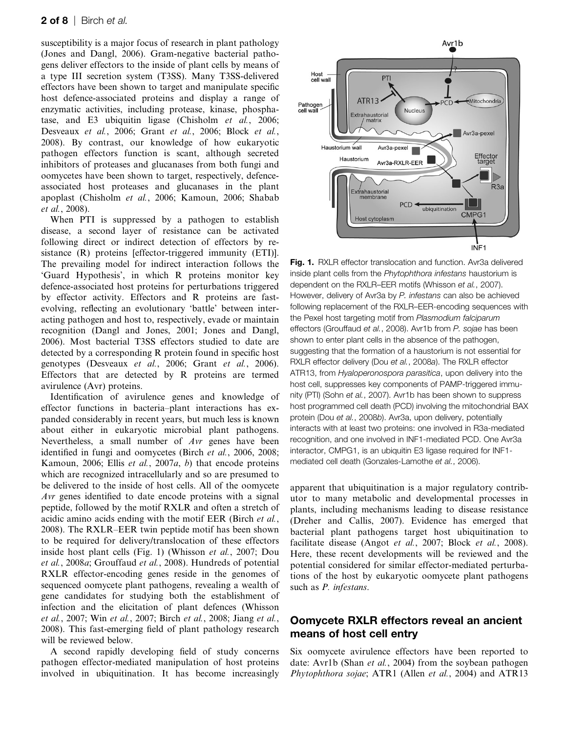susceptibility is a major focus of research in plant pathology (Jones and Dangl, 2006). Gram-negative bacterial pathogens deliver effectors to the inside of plant cells by means of a type III secretion system (T3SS). Many T3SS-delivered effectors have been shown to target and manipulate specific host defence-associated proteins and display a range of enzymatic activities, including protease, kinase, phosphatase, and E3 ubiquitin ligase (Chisholm *et al.*, 2006; Desveaux *et al.*, 2006; Grant *et al.*, 2006; Block *et al.*, 2008). By contrast, our knowledge of how eukaryotic pathogen effectors function is scant, although secreted inhibitors of proteases and glucanases from both fungi and oomycetes have been shown to target, respectively, defence-associated host proteases and glucanases in the plant apoplast (Chisholm *et al.*, 2006; Kamoun, 2006; Shabab *et al.*, 2008).

When PTI is suppressed by a pathogen to establish disease, a second layer of resistance can be activated following direct or indirect detection of effectors by resistance (R) proteins [effector-triggered immunity (ETI)]. The prevailing model for indirect interaction follows the 'Guard Hypothesis', in which R proteins monitor key defence-associated host proteins for perturbations triggered by effector activity. Effectors and R proteins are fast-evolving, reflecting an evolutionary 'battle' between interacting pathogen and host to, respectively, evade or maintain recognition (Dangl and Jones, 2001; Jones and Dangl, 2006). Most bacterial T3SS effectors studied to date are detected by a corresponding R protein found in specific host genotypes (Desveaux *et al.*, 2006; Grant *et al.*, 2006). Effectors that are detected by R proteins are termed avirulence (Avr) proteins.

Identification of avirulence genes and knowledge of effector functions in bacteria–plant interactions has expanded considerably in recent years, but much less is known about either in eukaryotic microbial plant pathogens. Nevertheless, a small number of *Avr* genes have been identified in fungi and oomycetes (Birch *et al.*, 2006, 2008; Kamoun, 2006; Ellis *et al.*, 2007*a*, *b*) that encode proteins which are recognized intracellularly and so are presumed to be delivered to the inside of host cells. All of the oomycete *Avr* genes identified to date encode proteins with a signal peptide, followed by the motif RXLR and often a stretch of acidic amino acids ending with the motif EER (Birch *et al.*, 2008). The RXLR–EER twin peptide motif has been shown to be required for delivery/translocation of these effectors inside host plant cells (Fig. 1) (Whisson *et al.*, 2007; Dou *et al.*, 2008*a*; Grouffaud *et al.*, 2008). Hundreds of potential RXLR effector-encoding genes reside in the genomes of sequenced oomycete plant pathogens, revealing a wealth of gene candidates for studying both the establishment of infection and the elicitation of plant defences (Whisson *et al.*, 2007; Win *et al.*, 2007; Birch *et al.*, 2008; Jiang *et al.*, 2008). This fast-emerging field of plant pathology research will be reviewed below.

A second rapidly developing field of study concerns pathogen effector-mediated manipulation of host proteins involved in ubiquitination. It has become increasingly apparent that ubiquitination is a major regulatory contributor to many metabolic and developmental processes in plants, including mechanisms leading to disease resistance (Dreher and Callis, 2007). Evidence has emerged that bacterial plant pathogens target host ubiquitination to facilitate disease (Angot *et al.*, 2007; Block *et al.*, 2008). Here, these recent developments will be reviewed and the potential considered for similar effector-mediated perturbations of the host by eukaryotic oomycete plant pathogens such as *P. infestans*.

**Fig. 1.** RXLR effector translocation and function. Avr3a delivered inside plant cells from the *Phytophthora infestans* haustorium is dependent on the RXLR–EER motifs (Whisson *et al.*, 2007). However, delivery of Avr3a by *P. infestans* can also be achieved following replacement of the RXLR–EER-encoding sequences with the Pexel host targeting motif from *Plasmodium falciparum* effectors (Grouffaud *et al.*, 2008). Avr1b from *P. sojae* has been shown to enter plant cells in the absence of the pathogen, suggesting that the formation of a haustorium is not essential for RXLR effector delivery (Dou *et al.*, 2008*a*). The RXLR effector ATR13, from *Hyaloperonospora parasitica*, upon delivery into the host cell, suppresses key components of PAMP-triggered immunity (PTI) (Sohn *et al.*, 2007). Avr1b has been shown to suppress host programmed cell death (PCD) involving the mitochondrial BAX protein (Dou *et al.*, 2008*b*). Avr3a, upon delivery, potentially interacts with at least two proteins: one involved in R3a-mediated recognition, and one involved in INF1-mediated PCD. One Avr3a interactor, CMPG1, is an ubiquitin E3 ligase required for INF1-mediated cell death (Gonzales-Lamothe *et al.*, 2006).

## Oomycete RXLR effectors reveal an ancient means of host cell entry

Six oomycete avirulence effectors have been reported to date: Avr1b (Shan *et al.*, 2004) from the soybean pathogen *Phytophthora sojae*; ATR1 (Allen *et al.*, 2004) and ATR13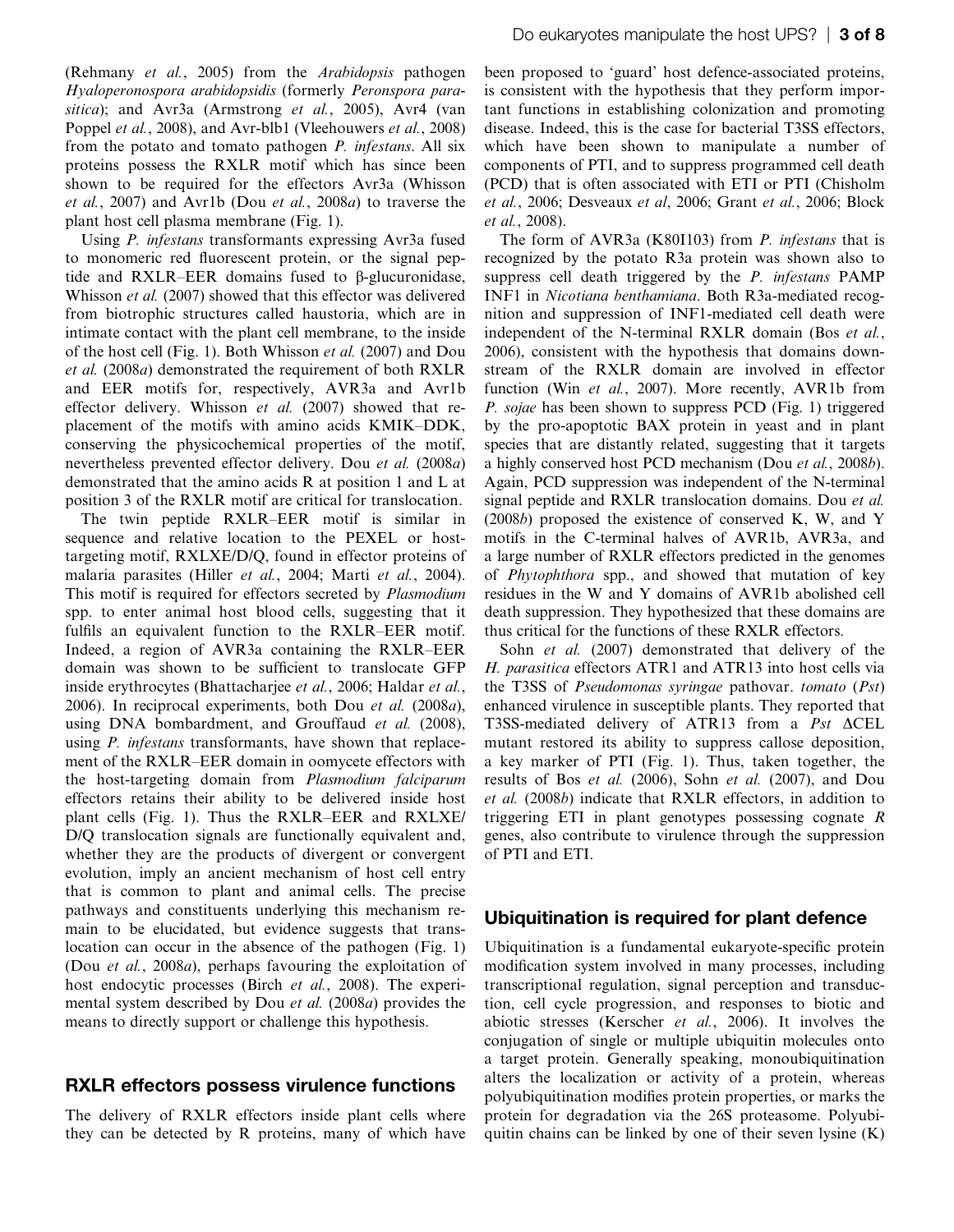(Rehmany *et al.*, 2005) from the *Arabidopsis* pathogen *Hyaloperonospora arabidopsidis* (formerly *Peronspora parasitica*); and Avr3a (Armstrong *et al.*, 2005), Avr4 (van Poppel *et al.*, 2008), and Avr-blb1 (Vleehouwers *et al.*, 2008) from the potato and tomato pathogen *P. infestans*. All six proteins possess the RXLR motif which has since been shown to be required for the effectors Avr3a (Whisson *et al.*, 2007) and Avr1b (Dou *et al.*, 2008*a*) to traverse the plant host cell plasma membrane (Fig. 1).

Using *P. infestans* transformants expressing Avr3a fused to monomeric red fluorescent protein, or the signal peptide and RXLR–EER domains fused to β-glucuronidase, Whisson *et al.* (2007) showed that this effector was delivered from biotrophic structures called haustoria, which are in intimate contact with the plant cell membrane, to the inside of the host cell (Fig. 1). Both Whisson *et al.* (2007) and Dou *et al.* (2008*a*) demonstrated the requirement of both RXLR and EER motifs for, respectively, AVR3a and Avr1b effector delivery. Whisson *et al.* (2007) showed that replacement of the motifs with amino acids KMIK–DDK, conserving the physicochemical properties of the motif, nevertheless prevented effector delivery. Dou *et al.* (2008*a*) demonstrated that the amino acids R at position 1 and L at position 3 of the RXLR motif are critical for translocation.

The twin peptide RXLR–EER motif is similar in sequence and relative location to the PEXEL or host-targeting motif, RXLXE/D/Q, found in effector proteins of malaria parasites (Hiller *et al.*, 2004; Marti *et al.*, 2004). This motif is required for effectors secreted by *Plasmodium* spp. to enter animal host blood cells, suggesting that it fulfils an equivalent function to the RXLR–EER motif. Indeed, a region of AVR3a containing the RXLR–EER domain was shown to be sufficient to translocate GFP inside erythrocytes (Bhattacharjee *et al.*, 2006; Haldar *et al.*, 2006). In reciprocal experiments, both Dou *et al.* (2008*a*), using DNA bombardment, and Grouffaud *et al.* (2008), using *P. infestans* transformants, have shown that replacement of the RXLR–EER domain in oomycete effectors with the host-targeting domain from *Plasmodium falciparum* effectors retains their ability to be delivered inside host plant cells (Fig. 1). Thus the RXLR–EER and RXLXE/D/Q translocation signals are functionally equivalent and, whether they are the products of divergent or convergent evolution, imply an ancient mechanism of host cell entry that is common to plant and animal cells. The precise pathways and constituents underlying this mechanism remain to be elucidated, but evidence suggests that translocation can occur in the absence of the pathogen (Fig. 1) (Dou *et al.*, 2008*a*), perhaps favouring the exploitation of host endocytic processes (Birch *et al.*, 2008). The experimental system described by Dou *et al.* (2008*a*) provides the means to directly support or challenge this hypothesis.

## RXLR effectors possess virulence functions

The delivery of RXLR effectors inside plant cells where they can be detected by R proteins, many of which have been proposed to 'guard' host defence-associated proteins, is consistent with the hypothesis that they perform important functions in establishing colonization and promoting disease. Indeed, this is the case for bacterial T3SS effectors, which have been shown to manipulate a number of components of PTI, and to suppress programmed cell death (PCD) that is often associated with ETI or PTI (Chisholm *et al.*, 2006; Desveaux *et al*, 2006; Grant *et al.*, 2006; Block *et al.*, 2008).

The form of AVR3a (K80I103) from *P. infestans* that is recognized by the potato R3a protein was shown also to suppress cell death triggered by the *P. infestans* PAMP INF1 in *Nicotiana benthamiana*. Both R3a-mediated recognition and suppression of INF1-mediated cell death were independent of the N-terminal RXLR domain (Bos *et al.*, 2006), consistent with the hypothesis that domains downstream of the RXLR domain are involved in effector function (Win *et al.*, 2007). More recently, AVR1b from *P. sojae* has been shown to suppress PCD (Fig. 1) triggered by the pro-apoptotic BAX protein in yeast and in plant species that are distantly related, suggesting that it targets a highly conserved host PCD mechanism (Dou *et al.*, 2008*b*). Again, PCD suppression was independent of the N-terminal signal peptide and RXLR translocation domains. Dou *et al.* (2008*b*) proposed the existence of conserved K, W, and Y motifs in the C-terminal halves of AVR1b, AVR3a, and a large number of RXLR effectors predicted in the genomes of *Phytophthora* spp., and showed that mutation of key residues in the W and Y domains of AVR1b abolished cell death suppression. They hypothesized that these domains are thus critical for the functions of these RXLR effectors.

Sohn *et al.* (2007) demonstrated that delivery of the *H. parasitica* effectors ATR1 and ATR13 into host cells via the T3SS of *Pseudomonas syringae* pathovar. *tomato* (*Pst*) enhanced virulence in susceptible plants. They reported that T3SS-mediated delivery of ATR13 from a *Pst* ΔCEL mutant restored its ability to suppress callose deposition, a key marker of PTI (Fig. 1). Thus, taken together, the results of Bos *et al.* (2006), Sohn *et al.* (2007), and Dou *et al.* (2008*b*) indicate that RXLR effectors, in addition to triggering ETI in plant genotypes possessing cognate *R* genes, also contribute to virulence through the suppression of PTI and ETI.

## Ubiquitination is required for plant defence

Ubiquitination is a fundamental eukaryote-specific protein modification system involved in many processes, including transcriptional regulation, signal perception and transduction, cell cycle progression, and responses to biotic and abiotic stresses (Kerscher *et al.*, 2006). It involves the conjugation of single or multiple ubiquitin molecules onto a target protein. Generally speaking, monoubiquitination alters the localization or activity of a protein, whereas polyubiquitination modifies protein properties, or marks the protein for degradation via the 26S proteasome. Polyubiquitin chains can be linked by one of their seven lysine (K)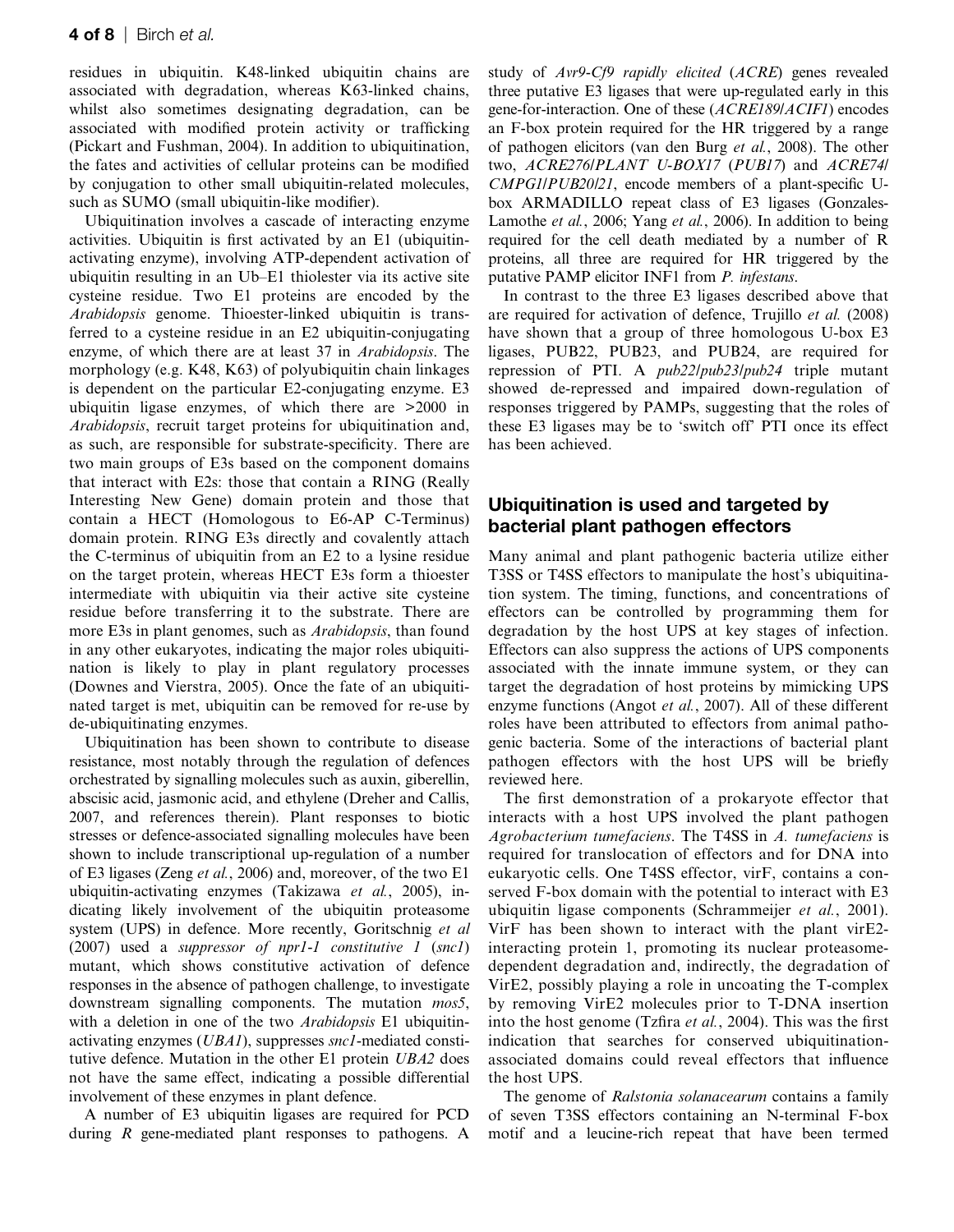residues in ubiquitin. K48-linked ubiquitin chains are associated with degradation, whereas K63-linked chains, whilst also sometimes designating degradation, can be associated with modified protein activity or trafficking (Pickart and Fushman, 2004). In addition to ubiquitination, the fates and activities of cellular proteins can be modified by conjugation to other small ubiquitin-related molecules, such as SUMO (small ubiquitin-like modifier).

Ubiquitination involves a cascade of interacting enzyme activities. Ubiquitin is first activated by an E1 (ubiquitin-activating enzyme), involving ATP-dependent activation of ubiquitin resulting in an Ub–E1 thiolester via its active site cysteine residue. Two E1 proteins are encoded by the *Arabidopsis* genome. Thioester-linked ubiquitin is transferred to a cysteine residue in an E2 ubiquitin-conjugating enzyme, of which there are at least 37 in *Arabidopsis*. The morphology (e.g. K48, K63) of polyubiquitin chain linkages is dependent on the particular E2-conjugating enzyme. E3 ubiquitin ligase enzymes, of which there are >2000 in *Arabidopsis*, recruit target proteins for ubiquitination and, as such, are responsible for substrate-specificity. There are two main groups of E3s based on the component domains that interact with E2s: those that contain a RING (Really Interesting New Gene) domain protein and those that contain a HECT (Homologous to E6-AP C-Terminus) domain protein. RING E3s directly and covalently attach the C-terminus of ubiquitin from an E2 to a lysine residue on the target protein, whereas HECT E3s form a thioester intermediate with ubiquitin via their active site cysteine residue before transferring it to the substrate. There are more E3s in plant genomes, such as *Arabidopsis*, than found in any other eukaryotes, indicating the major roles ubiquitination is likely to play in plant regulatory processes (Downes and Vierstra, 2005). Once the fate of an ubiquitinated target is met, ubiquitin can be removed for re-use by de-ubiquitinating enzymes.

Ubiquitination has been shown to contribute to disease resistance, most notably through the regulation of defences orchestrated by signalling molecules such as auxin, giberellin, abscisic acid, jasmonic acid, and ethylene (Dreher and Callis, 2007, and references therein). Plant responses to biotic stresses or defence-associated signalling molecules have been shown to include transcriptional up-regulation of a number of E3 ligases (Zeng *et al.*, 2006) and, moreover, of the two E1 ubiquitin-activating enzymes (Takizawa *et al.*, 2005), indicating likely involvement of the ubiquitin proteasome system (UPS) in defence. More recently, Goritschnig *et al* (2007) used a *suppressor of npr1-1 constitutive 1* (*snc1*) mutant, which shows constitutive activation of defence responses in the absence of pathogen challenge, to investigate downstream signalling components. The mutation *mos5*, with a deletion in one of the two *Arabidopsis* E1 ubiquitin-activating enzymes (*UBA1*), suppresses *snc1*-mediated constitutive defence. Mutation in the other E1 protein *UBA2* does not have the same effect, indicating a possible differential involvement of these enzymes in plant defence.

A number of E3 ubiquitin ligases are required for PCD during *R* gene-mediated plant responses to pathogens. A study of *Avr9-Cf9 rapidly elicited* (*ACRE*) genes revealed three putative E3 ligases that were up-regulated early in this gene-for-interaction. One of these (*ACRE189*/*ACIF1*) encodes an F-box protein required for the HR triggered by a range of pathogen elicitors (van den Burg *et al.*, 2008). The other two, *ACRE276*/*PLANT U-BOX17* (*PUB17*) and *ACRE74*/*CMPG1*/*PUB20*/*21*, encode members of a plant-specific U-box ARMADILLO repeat class of E3 ligases (Gonzales-Lamothe *et al.*, 2006; Yang *et al.*, 2006). In addition to being required for the cell death mediated by a number of R proteins, all three are required for HR triggered by the putative PAMP elicitor INF1 from *P. infestans*.

In contrast to the three E3 ligases described above that are required for activation of defence, Trujillo *et al.* (2008) have shown that a group of three homologous U-box E3 ligases, PUB22, PUB23, and PUB24, are required for repression of PTI. A *pub22*/*pub23*/*pub24* triple mutant showed de-repressed and impaired down-regulation of responses triggered by PAMPs, suggesting that the roles of these E3 ligases may be to 'switch off' PTI once its effect has been achieved.

## Ubiquitination is used and targeted by bacterial plant pathogen effectors

Many animal and plant pathogenic bacteria utilize either T3SS or T4SS effectors to manipulate the host's ubiquitination system. The timing, functions, and concentrations of effectors can be controlled by programming them for degradation by the host UPS at key stages of infection. Effectors can also suppress the actions of UPS components associated with the innate immune system, or they can target the degradation of host proteins by mimicking UPS enzyme functions (Angot *et al.*, 2007). All of these different roles have been attributed to effectors from animal pathogenic bacteria. Some of the interactions of bacterial plant pathogen effectors with the host UPS will be briefly reviewed here.

The first demonstration of a prokaryote effector that interacts with a host UPS involved the plant pathogen *Agrobacterium tumefaciens*. The T4SS in *A. tumefaciens* is required for translocation of effectors and for DNA into eukaryotic cells. One T4SS effector, virF, contains a conserved F-box domain with the potential to interact with E3 ubiquitin ligase components (Schrammeijer *et al.*, 2001). VirF has been shown to interact with the plant virE2-interacting protein 1, promoting its nuclear proteasome-dependent degradation and, indirectly, the degradation of VirE2, possibly playing a role in uncoating the T-complex by removing VirE2 molecules prior to T-DNA insertion into the host genome (Tzfira *et al.*, 2004). This was the first indication that searches for conserved ubiquitination-associated domains could reveal effectors that influence the host UPS.

The genome of *Ralstonia solanacearum* contains a family of seven T3SS effectors containing an N-terminal F-box motif and a leucine-rich repeat that have been termed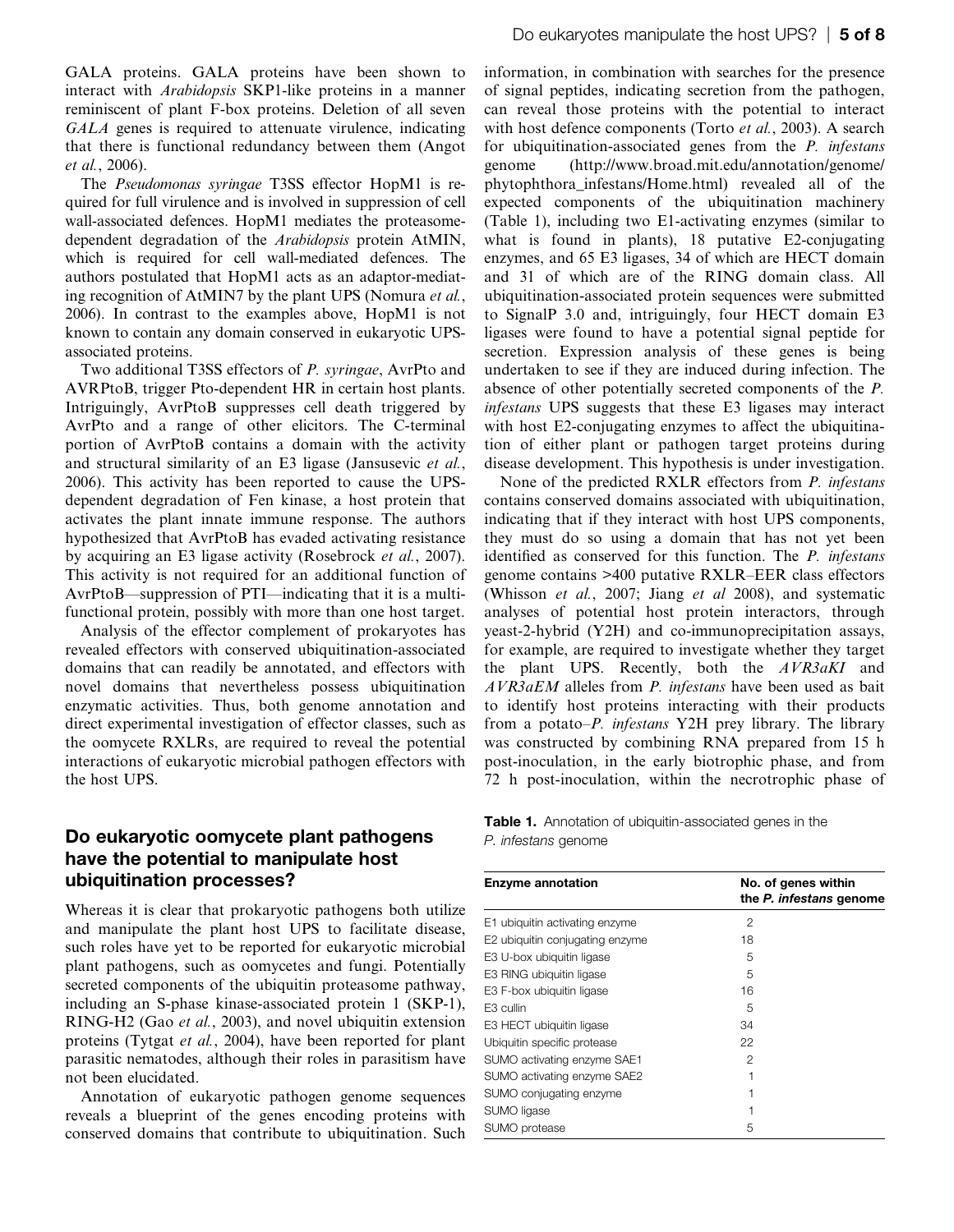GALA proteins. GALA proteins have been shown to interact with *Arabidopsis* SKP1-like proteins in a manner reminiscent of plant F-box proteins. Deletion of all seven *GALA* genes is required to attenuate virulence, indicating that there is functional redundancy between them (Angot *et al.*, 2006).

The *Pseudomonas syringae* T3SS effector HopM1 is required for full virulence and is involved in suppression of cell wall-associated defences. HopM1 mediates the proteasome-dependent degradation of the *Arabidopsis* protein AtMIN, which is required for cell wall-mediated defences. The authors postulated that HopM1 acts as an adaptor-mediating recognition of AtMIN7 by the plant UPS (Nomura *et al.*, 2006). In contrast to the examples above, HopM1 is not known to contain any domain conserved in eukaryotic UPS-associated proteins.

Two additional T3SS effectors of *P. syringae*, AvrPto and AVRPtoB, trigger Pto-dependent HR in certain host plants. Intriguingly, AvrPtoB suppresses cell death triggered by AvrPto and a range of other elicitors. The C-terminal portion of AvrPtoB contains a domain with the activity and structural similarity of an E3 ligase (Jansusevic *et al.*, 2006). This activity has been reported to cause the UPS-dependent degradation of Fen kinase, a host protein that activates the plant innate immune response. The authors hypothesized that AvrPtoB has evaded activating resistance by acquiring an E3 ligase activity (Rosebrock *et al.*, 2007). This activity is not required for an additional function of AvrPtoB—suppression of PTI—indicating that it is a multifunctional protein, possibly with more than one host target.

Analysis of the effector complement of prokaryotes has revealed effectors with conserved ubiquitination-associated domains that can readily be annotated, and effectors with novel domains that nevertheless possess ubiquitination enzymatic activities. Thus, both genome annotation and direct experimental investigation of effector classes, such as the oomycete RXLRs, are required to reveal the potential interactions of eukaryotic microbial pathogen effectors with the host UPS.

## Do eukaryotic oomycete plant pathogens have the potential to manipulate host ubiquitination processes?

Whereas it is clear that prokaryotic pathogens both utilize and manipulate the plant host UPS to facilitate disease, such roles have yet to be reported for eukaryotic microbial plant pathogens, such as oomycetes and fungi. Potentially secreted components of the ubiquitin proteasome pathway, including an S-phase kinase-associated protein 1 (SKP-1), RING-H2 (Gao *et al.*, 2003), and novel ubiquitin extension proteins (Tytgat *et al.*, 2004), have been reported for plant parasitic nematodes, although their roles in parasitism have not been elucidated.

Annotation of eukaryotic pathogen genome sequences reveals a blueprint of the genes encoding proteins with conserved domains that contribute to ubiquitination. Such information, in combination with searches for the presence of signal peptides, indicating secretion from the pathogen, can reveal those proteins with the potential to interact with host defence components (Torto *et al.*, 2003). A search for ubiquitination-associated genes from the *P. infestans* genome (http://www.broad.mit.edu/annotation/genome/phytophthora_infestans/Home.html) revealed all of the expected components of the ubiquitination machinery (Table 1), including two E1-activating enzymes (similar to what is found in plants), 18 putative E2-conjugating enzymes, and 65 E3 ligases, 34 of which are HECT domain and 31 of which are of the RING domain class. All ubiquitination-associated protein sequences were submitted to SignalP 3.0 and, intriguingly, four HECT domain E3 ligases were found to have a potential signal peptide for secretion. Expression analysis of these genes is being undertaken to see if they are induced during infection. The absence of other potentially secreted components of the *P. infestans* UPS suggests that these E3 ligases may interact with host E2-conjugating enzymes to affect the ubiquitination of either plant or pathogen target proteins during disease development. This hypothesis is under investigation.

None of the predicted RXLR effectors from *P. infestans* contains conserved domains associated with ubiquitination, indicating that if they interact with host UPS components, they must do so using a domain that has not yet been identified as conserved for this function. The *P. infestans* genome contains >400 putative RXLR–EER class effectors (Whisson *et al.*, 2007; Jiang *et al* 2008), and systematic analyses of potential host protein interactors, through yeast-2-hybrid (Y2H) and co-immunoprecipitation assays, for example, are required to investigate whether they target the plant UPS. Recently, both the *AVR3aKI* and *AVR3aEM* alleles from *P. infestans* have been used as bait to identify host proteins interacting with their products from a potato–*P. infestans* Y2H prey library. The library was constructed by combining RNA prepared from 15 h post-inoculation, in the early biotrophic phase, and from 72 h post-inoculation, within the necrotrophic phase of

**Table 1.** Annotation of ubiquitin-associated genes in the *P. infestans* genome

| Enzyme annotation | No. of genes within the *P. infestans* genome |
|---|---|
| E1 ubiquitin activating enzyme | 2 |
| E2 ubiquitin conjugating enzyme | 18 |
| E3 U-box ubiquitin ligase | 5 |
| E3 RING ubiquitin ligase | 5 |
| E3 F-box ubiquitin ligase | 16 |
| E3 cullin | 5 |
| E3 HECT ubiquitin ligase | 34 |
| Ubiquitin specific protease | 22 |
| SUMO activating enzyme SAE1 | 2 |
| SUMO activating enzyme SAE2 | 1 |
| SUMO conjugating enzyme | 1 |
| SUMO ligase | 1 |
| SUMO protease | 5 |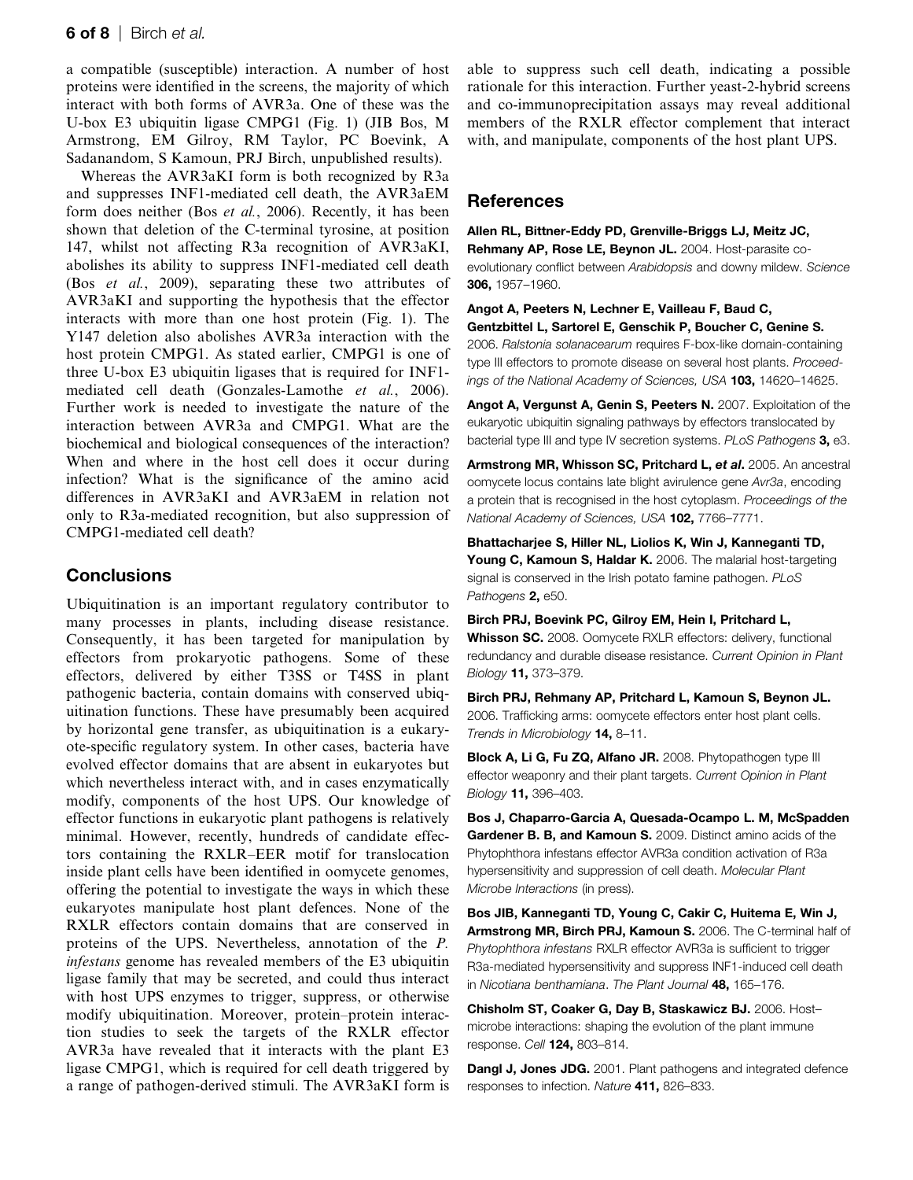a compatible (susceptible) interaction. A number of host proteins were identified in the screens, the majority of which interact with both forms of AVR3a. One of these was the U-box E3 ubiquitin ligase CMPG1 (Fig. 1) (JIB Bos, M Armstrong, EM Gilroy, PR Taylor, PC Boevink, A Sadanandom, S Kamoun, PRJ Birch, unpublished results).

Whereas the AVR3aKI form is both recognized by R3a and suppresses INF1-mediated cell death, the AVR3aEM form does neither (Bos *et al.*, 2006). Recently, it has been shown that deletion of the C-terminal tyrosine, at position 147, whilst not affecting R3a recognition of AVR3aKI, abolishes its ability to suppress INF1-mediated cell death (Bos *et al.*, 2009), separating these two attributes of AVR3aKI and supporting the hypothesis that the effector interacts with more than one host protein (Fig. 1). The Y147 deletion also abolishes AVR3a interaction with the host protein CMPG1. As stated earlier, CMPG1 is one of three U-box E3 ubiquitin ligases that is required for INF1-mediated cell death (Gonzales-Lamothe *et al.*, 2006). Further work is needed to investigate the nature of the interaction between AVR3a and CMPG1. What are the biochemical and biological consequences of the interaction? When and where in the host cell does it occur during infection? What is the significance of the amino acid differences in AVR3aKI and AVR3aEM in relation not only to R3a-mediated recognition, but also suppression of CMPG1-mediated cell death?

## Conclusions

Ubiquitination is an important regulatory contributor to many processes in plants, including disease resistance. Consequently, it has been targeted for manipulation by effectors from prokaryotic pathogens. Some of these effectors, delivered by either T3SS or T4SS in plant pathogenic bacteria, contain domains with conserved ubiquitination functions. These have presumably been acquired by horizontal gene transfer, as ubiquitination is a eukaryote-specific regulatory system. In other cases, bacteria have evolved effector domains that are absent in eukaryotes but which nevertheless interact with, and in cases enzymatically modify, components of the host UPS. Our knowledge of effector functions in eukaryotic plant pathogens is relatively minimal. However, recently, hundreds of candidate effectors containing the RXLR–EER motif for translocation inside plant cells have been identified in oomycete genomes, offering the potential to investigate the ways in which these eukaryotes manipulate host plant defences. None of the RXLR effectors contain domains that are conserved in proteins of the UPS. Nevertheless, annotation of the *P. infestans* genome has revealed members of the E3 ubiquitin ligase family that may be secreted, and could thus interact with host UPS enzymes to trigger, suppress, or otherwise modify ubiquitination. Moreover, protein–protein interaction studies to seek the targets of the RXLR effector AVR3a have revealed that it interacts with the plant E3 ligase CMPG1, which is required for cell death triggered by a range of pathogen-derived stimuli. The AVR3aKI form is able to suppress such cell death, indicating a possible rationale for this interaction. Further yeast-2-hybrid screens and co-immunoprecipitation assays may reveal additional members of the RXLR effector complement that interact with, and manipulate, components of the host plant UPS.

## References

**Allen RL, Bittner-Eddy PD, Grenville-Briggs LJ, Meitz JC, Rehmany AP, Rose LE, Beynon JL.** 2004. Host-parasite coevolutionary conflict between *Arabidopsis* and downy mildew. *Science* **306,** 1957–1960.

**Angot A, Peeters N, Lechner E, Vailleau F, Baud C, Gentzbittel L, Sartorel E, Genschik P, Boucher C, Genine S.** 2006. *Ralstonia solanacearum* requires F-box-like domain-containing type III effectors to promote disease on several host plants. *Proceedings of the National Academy of Sciences, USA* **103,** 14620–14625.

**Angot A, Vergunst A, Genin S, Peeters N.** 2007. Exploitation of the eukaryotic ubiquitin signaling pathways by effectors translocated by bacterial type III and type IV secretion systems. *PLoS Pathogens* **3,** e3.

**Armstrong MR, Whisson SC, Pritchard L, *et al.*** 2005. An ancestral oomycete locus contains late blight avirulence gene *Avr3a*, encoding a protein that is recognised in the host cytoplasm. *Proceedings of the National Academy of Sciences, USA* **102,** 7766–7771.

**Bhattacharjee S, Hiller NL, Liolios K, Win J, Kanneganti TD, Young C, Kamoun S, Haldar K.** 2006. The malarial host-targeting signal is conserved in the Irish potato famine pathogen. *PLoS Pathogens* **2,** e50.

**Birch PRJ, Boevink PC, Gilroy EM, Hein I, Pritchard L, Whisson SC.** 2008. Oomycete RXLR effectors: delivery, functional redundancy and durable disease resistance. *Current Opinion in Plant Biology* **11,** 373–379.

**Birch PRJ, Rehmany AP, Pritchard L, Kamoun S, Beynon JL.** 2006. Trafficking arms: oomycete effectors enter host plant cells. *Trends in Microbiology* **14,** 8–11.

**Block A, Li G, Fu ZQ, Alfano JR.** 2008. Phytopathogen type III effector weaponry and their plant targets. *Current Opinion in Plant Biology* **11,** 396–403.

**Bos J, Chaparro-Garcia A, Quesada-Ocampo L. M, McSpadden Gardener B. B, and Kamoun S.** 2009. Distinct amino acids of the Phytophthora infestans effector AVR3a condition activation of R3a hypersensitivity and suppression of cell death. *Molecular Plant Microbe Interactions* (in press).

**Bos JIB, Kanneganti TD, Young C, Cakir C, Huitema E, Win J, Armstrong MR, Birch PRJ, Kamoun S.** 2006. The C-terminal half of *Phytophthora infestans* RXLR effector AVR3a is sufficient to trigger R3a-mediated hypersensitivity and suppress INF1-induced cell death in *Nicotiana benthamiana*. *The Plant Journal* **48,** 165–176.

**Chisholm ST, Coaker G, Day B, Staskawicz BJ.** 2006. Host–microbe interactions: shaping the evolution of the plant immune response. *Cell* **124,** 803–814.

**Dangl J, Jones JDG.** 2001. Plant pathogens and integrated defence responses to infection. *Nature* **411,** 826–833.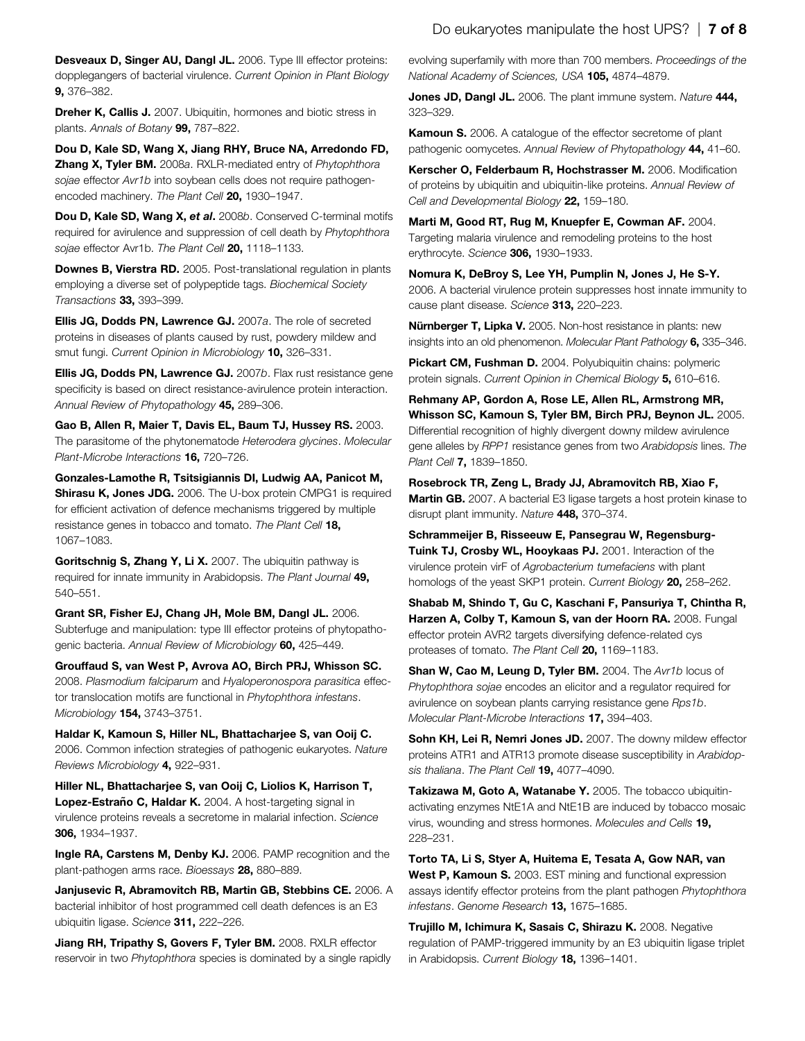**Desveaux D, Singer AU, Dangl JL.** 2006. Type III effector proteins: dopplegangers of bacterial virulence. *Current Opinion in Plant Biology* **9,** 376–382.

**Dreher K, Callis J.** 2007. Ubiquitin, hormones and biotic stress in plants. *Annals of Botany* **99,** 787–822.

**Dou D, Kale SD, Wang X, Jiang RHY, Bruce NA, Arredondo FD, Zhang X, Tyler BM.** 2008*a*. RXLR-mediated entry of *Phytophthora sojae* effector *Avr1b* into soybean cells does not require pathogen-encoded machinery. *The Plant Cell* **20,** 1930–1947.

**Dou D, Kale SD, Wang X, *et al*.** 2008*b*. Conserved C-terminal motifs required for avirulence and suppression of cell death by *Phytophthora sojae* effector Avr1b. *The Plant Cell* **20,** 1118–1133.

**Downes B, Vierstra RD.** 2005. Post-translational regulation in plants employing a diverse set of polypeptide tags. *Biochemical Society Transactions* **33,** 393–399.

**Ellis JG, Dodds PN, Lawrence GJ.** 2007*a*. The role of secreted proteins in diseases of plants caused by rust, powdery mildew and smut fungi. *Current Opinion in Microbiology* **10,** 326–331.

**Ellis JG, Dodds PN, Lawrence GJ.** 2007*b*. Flax rust resistance gene specificity is based on direct resistance-avirulence protein interaction. *Annual Review of Phytopathology* **45,** 289–306.

**Gao B, Allen R, Maier T, Davis EL, Baum TJ, Hussey RS.** 2003. The parasitome of the phytonematode *Heterodera glycines*. *Molecular Plant-Microbe Interactions* **16,** 720–726.

**Gonzales-Lamothe R, Tsitsigiannis DI, Ludwig AA, Panicot M, Shirasu K, Jones JDG.** 2006. The U-box protein CMPG1 is required for efficient activation of defence mechanisms triggered by multiple resistance genes in tobacco and tomato. *The Plant Cell* **18,** 1067–1083.

**Goritschnig S, Zhang Y, Li X.** 2007. The ubiquitin pathway is required for innate immunity in Arabidopsis. *The Plant Journal* **49,** 540–551.

**Grant SR, Fisher EJ, Chang JH, Mole BM, Dangl JL.** 2006. Subterfuge and manipulation: type III effector proteins of phytopathogenic bacteria. *Annual Review of Microbiology* **60,** 425–449.

**Grouffaud S, van West P, Avrova AO, Birch PRJ, Whisson SC.** 2008. *Plasmodium falciparum* and *Hyaloperonospora parasitica* effector translocation motifs are functional in *Phytophthora infestans*. *Microbiology* **154,** 3743–3751.

**Haldar K, Kamoun S, Hiller NL, Bhattacharjee S, van Ooij C.** 2006. Common infection strategies of pathogenic eukaryotes. *Nature Reviews Microbiology* **4,** 922–931.

**Hiller NL, Bhattacharjee S, van Ooij C, Liolios K, Harrison T, Lopez-Estraño C, Haldar K.** 2004. A host-targeting signal in virulence proteins reveals a secretome in malarial infection. *Science* **306,** 1934–1937.

**Ingle RA, Carstens M, Denby KJ.** 2006. PAMP recognition and the plant-pathogen arms race. *Bioessays* **28,** 880–889.

**Janjusevic R, Abramovitch RB, Martin GB, Stebbins CE.** 2006. A bacterial inhibitor of host programmed cell death defences is an E3 ubiquitin ligase. *Science* **311,** 222–226.

**Jiang RH, Tripathy S, Govers F, Tyler BM.** 2008. RXLR effector reservoir in two *Phytophthora* species is dominated by a single rapidly evolving superfamily with more than 700 members. *Proceedings of the National Academy of Sciences, USA* **105,** 4874–4879.

**Jones JD, Dangl JL.** 2006. The plant immune system. *Nature* **444,** 323–329.

**Kamoun S.** 2006. A catalogue of the effector secretome of plant pathogenic oomycetes. *Annual Review of Phytopathology* **44,** 41–60.

**Kerscher O, Felderbaum R, Hochstrasser M.** 2006. Modification of proteins by ubiquitin and ubiquitin-like proteins. *Annual Review of Cell and Developmental Biology* **22,** 159–180.

**Marti M, Good RT, Rug M, Knuepfer E, Cowman AF.** 2004. Targeting malaria virulence and remodeling proteins to the host erythrocyte. *Science* **306,** 1930–1933.

**Nomura K, DeBroy S, Lee YH, Pumplin N, Jones J, He S-Y.** 2006. A bacterial virulence protein suppresses host innate immunity to cause plant disease. *Science* **313,** 220–223.

**Nürnberger T, Lipka V.** 2005. Non-host resistance in plants: new insights into an old phenomenon. *Molecular Plant Pathology* **6,** 335–346.

**Pickart CM, Fushman D.** 2004. Polyubiquitin chains: polymeric protein signals. *Current Opinion in Chemical Biology* **5,** 610–616.

**Rehmany AP, Gordon A, Rose LE, Allen RL, Armstrong MR, Whisson SC, Kamoun S, Tyler BM, Birch PRJ, Beynon JL.** 2005. Differential recognition of highly divergent downy mildew avirulence gene alleles by *RPP1* resistance genes from two *Arabidopsis* lines. *The Plant Cell* **7,** 1839–1850.

**Rosebrock TR, Zeng L, Brady JJ, Abramovitch RB, Xiao F, Martin GB.** 2007. A bacterial E3 ligase targets a host protein kinase to disrupt plant immunity. *Nature* **448,** 370–374.

**Schrammeijer B, Risseeuw E, Pansegrau W, Regensburg-Tuink TJ, Crosby WL, Hooykaas PJ.** 2001. Interaction of the virulence protein virF of *Agrobacterium tumefaciens* with plant homologs of the yeast SKP1 protein. *Current Biology* **20,** 258–262.

**Shabab M, Shindo T, Gu C, Kaschani F, Pansuriya T, Chintha R, Harzen A, Colby T, Kamoun S, van der Hoorn RA.** 2008. Fungal effector protein AVR2 targets diversifying defence-related cys proteases of tomato. *The Plant Cell* **20,** 1169–1183.

**Shan W, Cao M, Leung D, Tyler BM.** 2004. The *Avr1b* locus of *Phytophthora sojae* encodes an elicitor and a regulator required for avirulence on soybean plants carrying resistance gene *Rps1b*. *Molecular Plant-Microbe Interactions* **17,** 394–403.

**Sohn KH, Lei R, Nemri Jones JD.** 2007. The downy mildew effector proteins ATR1 and ATR13 promote disease susceptibility in *Arabidopsis thaliana*. *The Plant Cell* **19,** 4077–4090.

**Takizawa M, Goto A, Watanabe Y.** 2005. The tobacco ubiquitin-activating enzymes NtE1A and NtE1B are induced by tobacco mosaic virus, wounding and stress hormones. *Molecules and Cells* **19,** 228–231.

**Torto TA, Li S, Styer A, Huitema E, Tesata A, Gow NAR, van West P, Kamoun S.** 2003. EST mining and functional expression assays identify effector proteins from the plant pathogen *Phytophthora infestans*. *Genome Research* **13,** 1675–1685.

**Trujillo M, Ichimura K, Sasais C, Shirazu K.** 2008. Negative regulation of PAMP-triggered immunity by an E3 ubiquitin ligase triplet in Arabidopsis. *Current Biology* **18,** 1396–1401.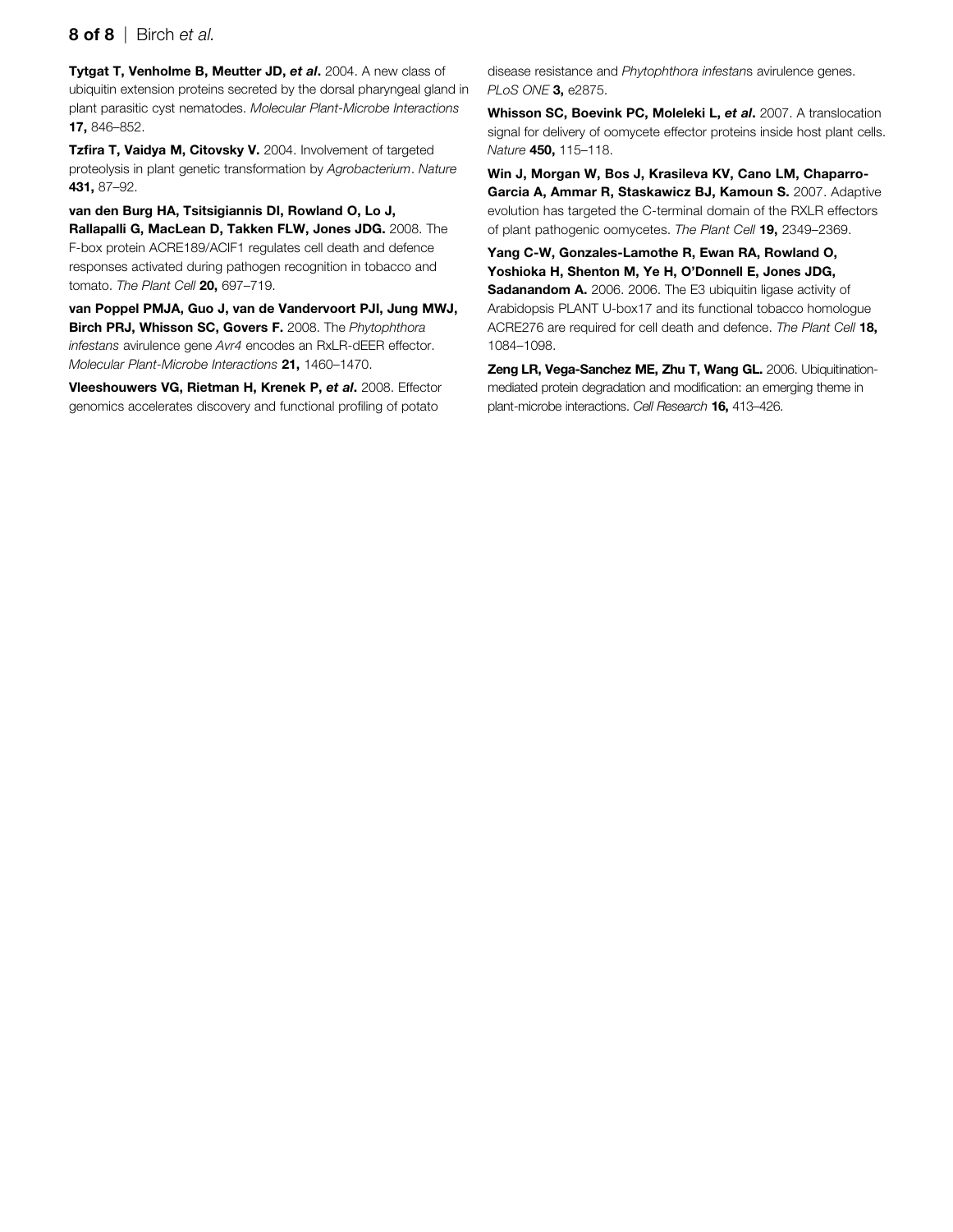**Tytgat T, Venholme B, Meutter JD, *et al*.** 2004. A new class of ubiquitin extension proteins secreted by the dorsal pharyngeal gland in plant parasitic cyst nematodes. *Molecular Plant-Microbe Interactions* **17,** 846–852.

**Tzfira T, Vaidya M, Citovsky V.** 2004. Involvement of targeted proteolysis in plant genetic transformation by *Agrobacterium*. *Nature* **431,** 87–92.

**van den Burg HA, Tsitsigiannis DI, Rowland O, Lo J, Rallapalli G, MacLean D, Takken FLW, Jones JDG.** 2008. The F-box protein ACRE189/ACIF1 regulates cell death and defence responses activated during pathogen recognition in tobacco and tomato. *The Plant Cell* **20,** 697–719.

**van Poppel PMJA, Guo J, van de Vandervoort PJI, Jung MWJ, Birch PRJ, Whisson SC, Govers F.** 2008. The *Phytophthora infestans* avirulence gene *Avr4* encodes an RxLR-dEER effector. *Molecular Plant-Microbe Interactions* **21,** 1460–1470.

**Vleeshouwers VG, Rietman H, Krenek P, *et al*.** 2008. Effector genomics accelerates discovery and functional profiling of potato disease resistance and *Phytophthora infestans* avirulence genes. *PLoS ONE* **3,** e2875.

**Whisson SC, Boevink PC, Moleleki L, *et al*.** 2007. A translocation signal for delivery of oomycete effector proteins inside host plant cells. *Nature* **450,** 115–118.

**Win J, Morgan W, Bos J, Krasileva KV, Cano LM, Chaparro-Garcia A, Ammar R, Staskawicz BJ, Kamoun S.** 2007. Adaptive evolution has targeted the C-terminal domain of the RXLR effectors of plant pathogenic oomycetes. *The Plant Cell* **19,** 2349–2369.

**Yang C-W, Gonzales-Lamothe R, Ewan RA, Rowland O, Yoshioka H, Shenton M, Ye H, O'Donnell E, Jones JDG, Sadanandom A.** 2006. 2006. The E3 ubiquitin ligase activity of Arabidopsis PLANT U-box17 and its functional tobacco homologue ACRE276 are required for cell death and defence. *The Plant Cell* **18,** 1084–1098.

**Zeng LR, Vega-Sanchez ME, Zhu T, Wang GL.** 2006. Ubiquitination-mediated protein degradation and modification: an emerging theme in plant-microbe interactions. *Cell Research* **16,** 413–426.